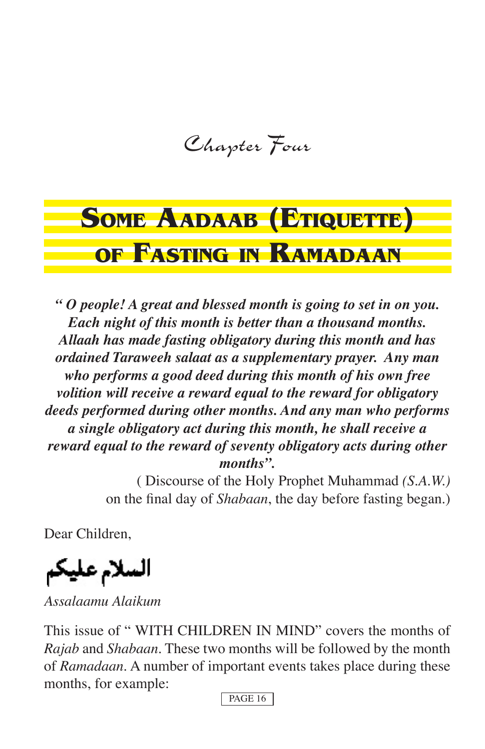*Chapter Four*

# Some Aadaab (Etiquette) of Fasting in Ramadaan

***" O people! A great and blessed month is going to set in on you. Each night of this month is better than a thousand months. Allaah has made fasting obligatory during this month and has ordained Taraweeh salaat as a supplementary prayer. Any man who performs a good deed during this month of his own free volition will receive a reward equal to the reward for obligatory deeds performed during other months. And any man who performs a single obligatory act during this month, he shall receive a reward equal to the reward of seventy obligatory acts during other months".***

( Discourse of the Holy Prophet Muhammad *(S.A.W.)* on the final day of *Shabaan*, the day before fasting began.)

Dear Children,

السلام عليكم

*Assalaamu Alaikum*

This issue of " WITH CHILDREN IN MIND" covers the months of *Rajab* and *Shabaan*. These two months will be followed by the month of *Ramadaan*. A number of important events takes place during these months, for example: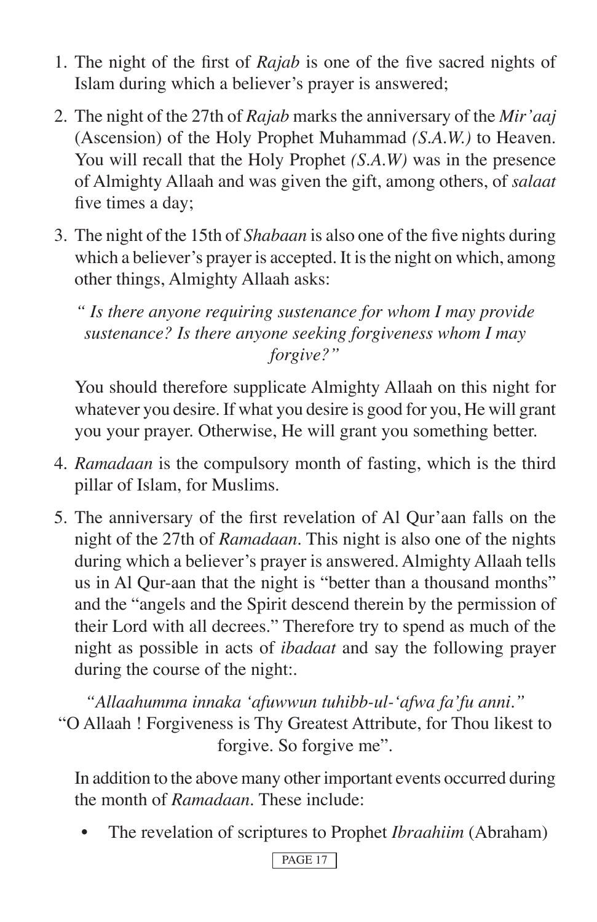1. The night of the first of *Rajab* is one of the five sacred nights of Islam during which a believer's prayer is answered;

2. The night of the 27th of *Rajab* marks the anniversary of the *Mir'aaj* (Ascension) of the Holy Prophet Muhammad *(S.A.W.)* to Heaven. You will recall that the Holy Prophet *(S.A.W)* was in the presence of Almighty Allaah and was given the gift, among others, of *salaat* five times a day;

3. The night of the 15th of *Shabaan* is also one of the five nights during which a believer's prayer is accepted. It is the night on which, among other things, Almighty Allaah asks:

   *" Is there anyone requiring sustenance for whom I may provide sustenance? Is there anyone seeking forgiveness whom I may forgive?"*

   You should therefore supplicate Almighty Allaah on this night for whatever you desire. If what you desire is good for you, He will grant you your prayer. Otherwise, He will grant you something better.

4. *Ramadaan* is the compulsory month of fasting, which is the third pillar of Islam, for Muslims.

5. The anniversary of the first revelation of Al Qur'aan falls on the night of the 27th of *Ramadaan*. This night is also one of the nights during which a believer's prayer is answered. Almighty Allaah tells us in Al Qur-aan that the night is "better than a thousand months" and the "angels and the Spirit descend therein by the permission of their Lord with all decrees." Therefore try to spend as much of the night as possible in acts of *ibadaat* and say the following prayer during the course of the night:.

   *"Allaahumma innaka 'afuwwun tuhibb-ul-'afwa fa'fu anni."*
   "O Allaah ! Forgiveness is Thy Greatest Attribute, for Thou likest to forgive. So forgive me".

   In addition to the above many other important events occurred during the month of *Ramadaan*. These include:

   - The revelation of scriptures to Prophet *Ibraahiim* (Abraham)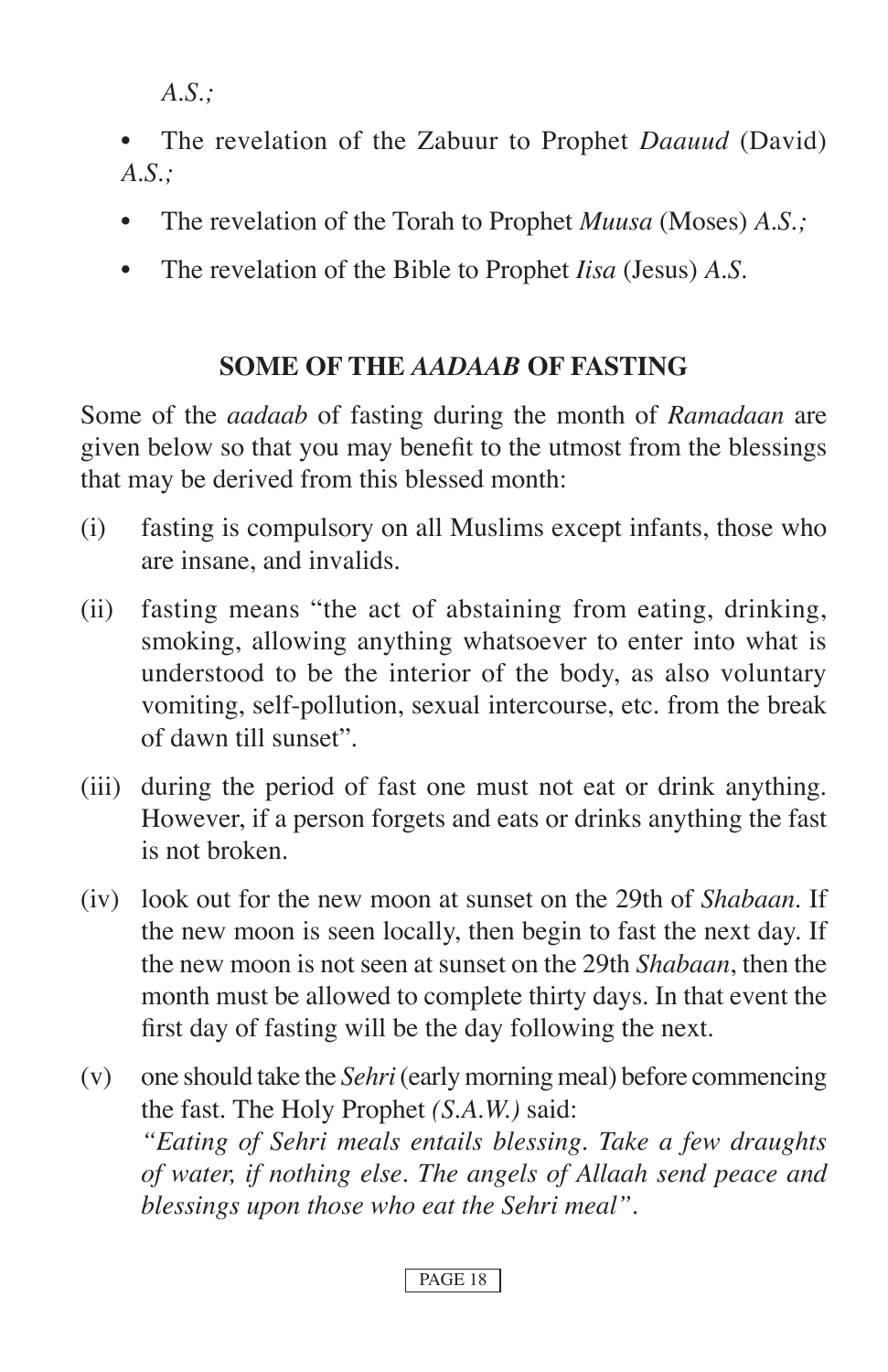*A.S.;*

- The revelation of the Zabuur to Prophet *Daauud* (David) *A.S.;*
- The revelation of the Torah to Prophet *Muusa* (Moses) *A.S.;*
- The revelation of the Bible to Prophet *Iisa* (Jesus) *A.S.*

## SOME OF THE *AADAAB* OF FASTING

Some of the *aadaab* of fasting during the month of *Ramadaan* are given below so that you may benefit to the utmost from the blessings that may be derived from this blessed month:

(i) fasting is compulsory on all Muslims except infants, those who are insane, and invalids.

(ii) fasting means "the act of abstaining from eating, drinking, smoking, allowing anything whatsoever to enter into what is understood to be the interior of the body, as also voluntary vomiting, self-pollution, sexual intercourse, etc. from the break of dawn till sunset".

(iii) during the period of fast one must not eat or drink anything. However, if a person forgets and eats or drinks anything the fast is not broken.

(iv) look out for the new moon at sunset on the 29th of *Shabaan*. If the new moon is seen locally, then begin to fast the next day. If the new moon is not seen at sunset on the 29th *Shabaan*, then the month must be allowed to complete thirty days. In that event the first day of fasting will be the day following the next.

(v) one should take the *Sehri* (early morning meal) before commencing the fast. The Holy Prophet *(S.A.W.)* said:
*"Eating of Sehri meals entails blessing. Take a few draughts of water, if nothing else. The angels of Allaah send peace and blessings upon those who eat the Sehri meal".*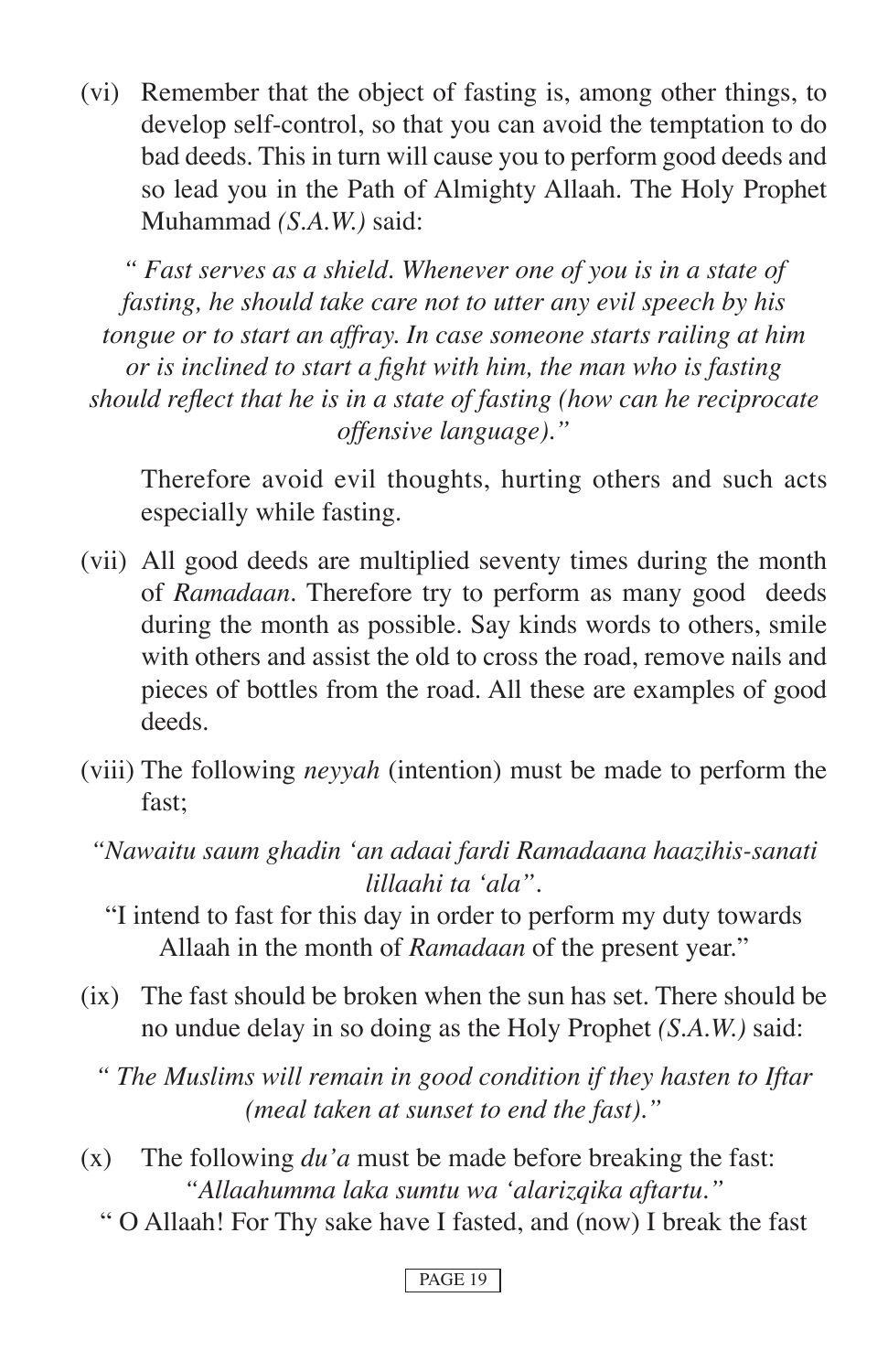(vi) Remember that the object of fasting is, among other things, to develop self-control, so that you can avoid the temptation to do bad deeds. This in turn will cause you to perform good deeds and so lead you in the Path of Almighty Allaah. The Holy Prophet Muhammad *(S.A.W.)* said:

*" Fast serves as a shield. Whenever one of you is in a state of fasting, he should take care not to utter any evil speech by his tongue or to start an affray. In case someone starts railing at him or is inclined to start a fight with him, the man who is fasting should reflect that he is in a state of fasting (how can he reciprocate offensive language)."*

Therefore avoid evil thoughts, hurting others and such acts especially while fasting.

(vii) All good deeds are multiplied seventy times during the month of *Ramadaan*. Therefore try to perform as many good deeds during the month as possible. Say kinds words to others, smile with others and assist the old to cross the road, remove nails and pieces of bottles from the road. All these are examples of good deeds.

(viii) The following *neyyah* (intention) must be made to perform the fast;

*"Nawaitu saum ghadin 'an adaai fardi Ramadaana haazihis-sanati lillaahi ta 'ala"*.

"I intend to fast for this day in order to perform my duty towards Allaah in the month of *Ramadaan* of the present year."

(ix) The fast should be broken when the sun has set. There should be no undue delay in so doing as the Holy Prophet *(S.A.W.)* said:

*" The Muslims will remain in good condition if they hasten to Iftar (meal taken at sunset to end the fast)."*

(x) The following *du'a* must be made before breaking the fast:

*"Allaahumma laka sumtu wa 'alarizqika aftartu."*

" O Allaah! For Thy sake have I fasted, and (now) I break the fast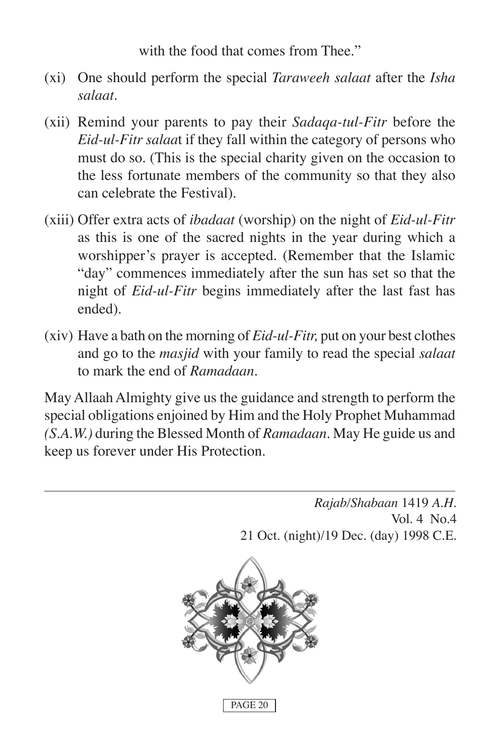with the food that comes from Thee."

(xi) One should perform the special *Taraweeh salaat* after the *Isha salaat*.

(xii) Remind your parents to pay their *Sadaqa-tul-Fitr* before the *Eid-ul-Fitr salaa*t if they fall within the category of persons who must do so. (This is the special charity given on the occasion to the less fortunate members of the community so that they also can celebrate the Festival).

(xiii) Offer extra acts of *ibadaat* (worship) on the night of *Eid-ul-Fitr* as this is one of the sacred nights in the year during which a worshipper's prayer is accepted. (Remember that the Islamic "day" commences immediately after the sun has set so that the night of *Eid-ul-Fitr* begins immediately after the last fast has ended).

(xiv) Have a bath on the morning of *Eid-ul-Fitr,* put on your best clothes and go to the *masjid* with your family to read the special *salaat* to mark the end of *Ramadaan*.

May Allaah Almighty give us the guidance and strength to perform the special obligations enjoined by Him and the Holy Prophet Muhammad *(S.A.W.)* during the Blessed Month of *Ramadaan*. May He guide us and keep us forever under His Protection.

---

*Rajab/Shabaan* 1419 *A.H*.
Vol. 4 No.4
21 Oct. (night)/19 Dec. (day) 1998 C.E.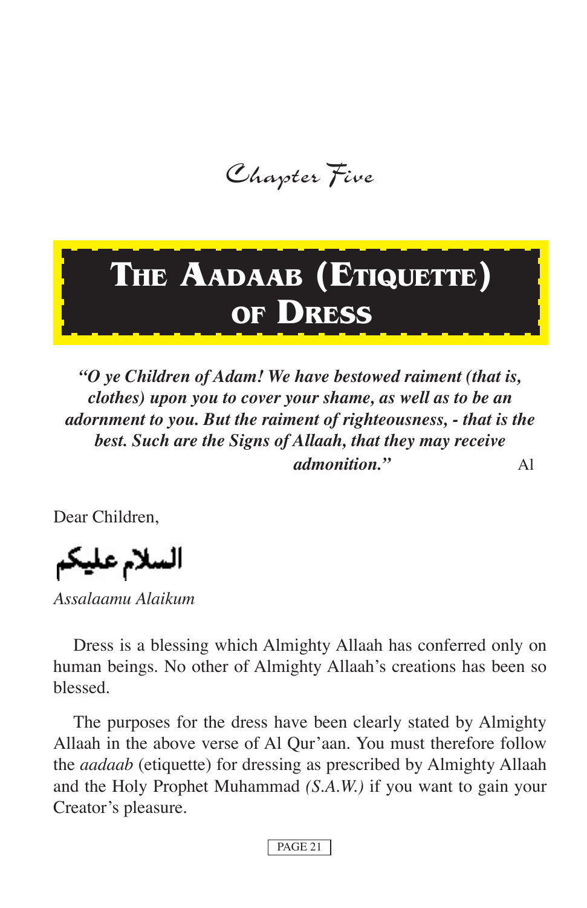*Chapter Five*

# THE AADAAB (ETIQUETTE) OF DRESS

***"O ye Children of Adam! We have bestowed raiment (that is, clothes) upon you to cover your shame, as well as to be an adornment to you. But the raiment of righteousness, - that is the best. Such are the Signs of Allaah, that they may receive admonition."*** Al

Dear Children,

السلام عليكم

*Assalaamu Alaikum*

Dress is a blessing which Almighty Allaah has conferred only on human beings. No other of Almighty Allaah's creations has been so blessed.

The purposes for the dress have been clearly stated by Almighty Allaah in the above verse of Al Qur'aan. You must therefore follow the *aadaab* (etiquette) for dressing as prescribed by Almighty Allaah and the Holy Prophet Muhammad *(S.A.W.)* if you want to gain your Creator's pleasure.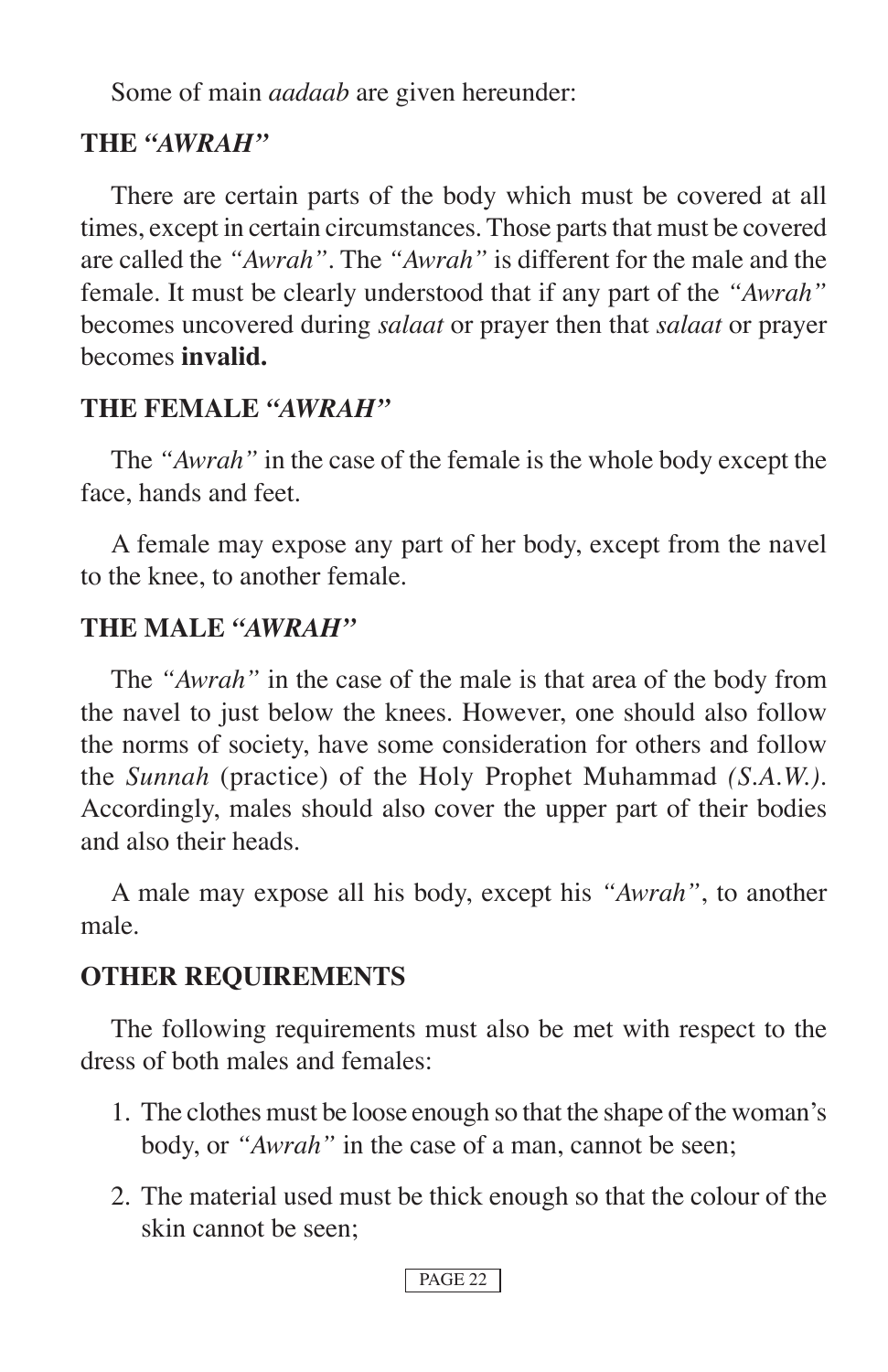Some of main *aadaab* are given hereunder:

## THE *"AWRAH"*

There are certain parts of the body which must be covered at all times, except in certain circumstances. Those parts that must be covered are called the *"Awrah"*. The *"Awrah"* is different for the male and the female. It must be clearly understood that if any part of the *"Awrah"* becomes uncovered during *salaat* or prayer then that *salaat* or prayer becomes **invalid.**

## THE FEMALE *"AWRAH"*

The *"Awrah"* in the case of the female is the whole body except the face, hands and feet.

A female may expose any part of her body, except from the navel to the knee, to another female.

## THE MALE *"AWRAH"*

The *"Awrah"* in the case of the male is that area of the body from the navel to just below the knees. However, one should also follow the norms of society, have some consideration for others and follow the *Sunnah* (practice) of the Holy Prophet Muhammad *(S.A.W.)*. Accordingly, males should also cover the upper part of their bodies and also their heads.

A male may expose all his body, except his *"Awrah"*, to another male.

## OTHER REQUIREMENTS

The following requirements must also be met with respect to the dress of both males and females:

1. The clothes must be loose enough so that the shape of the woman's body, or *"Awrah"* in the case of a man, cannot be seen;

2. The material used must be thick enough so that the colour of the skin cannot be seen;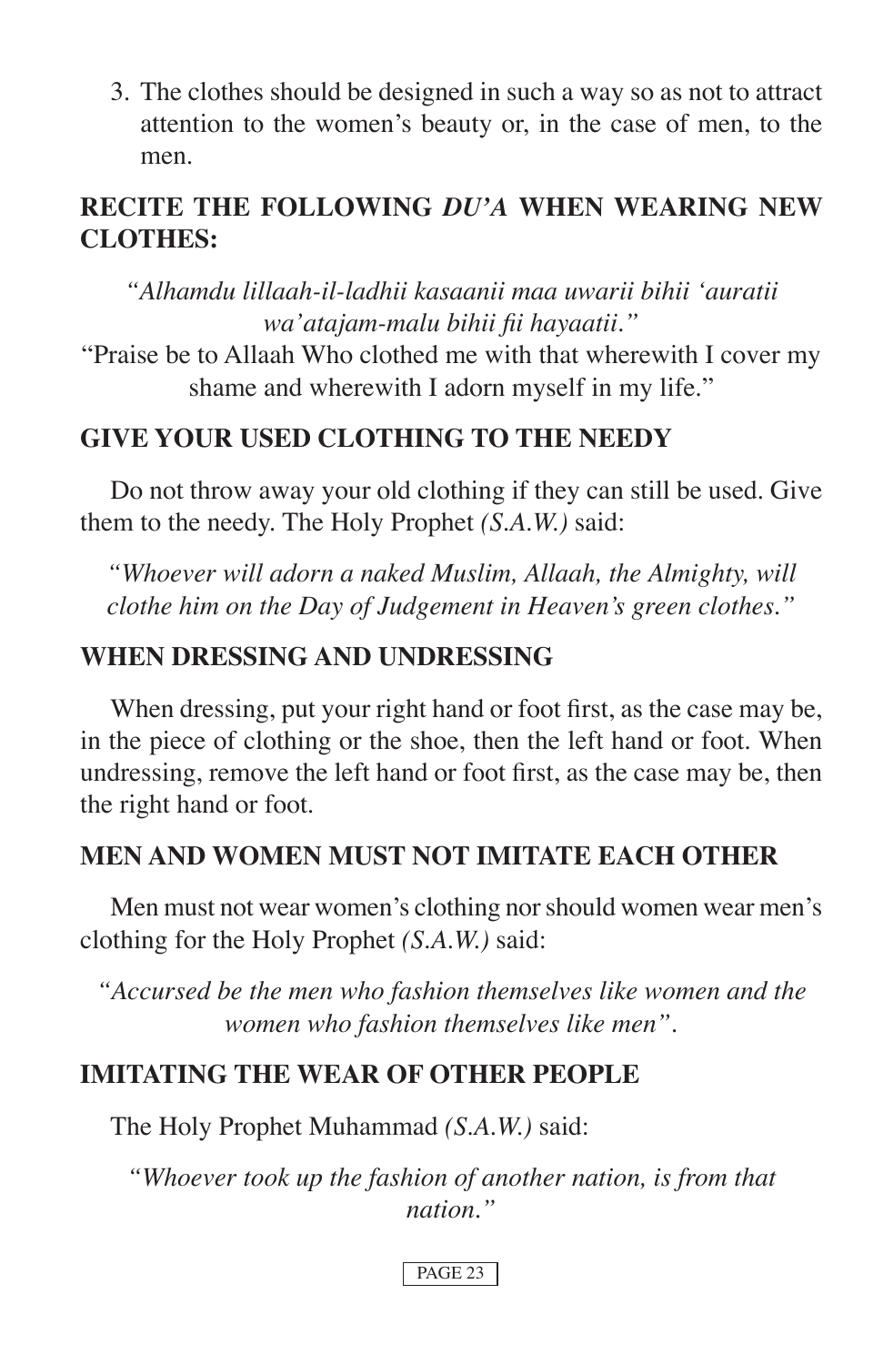3. The clothes should be designed in such a way so as not to attract attention to the women's beauty or, in the case of men, to the men.

## RECITE THE FOLLOWING *DU'A* WHEN WEARING NEW CLOTHES:

*"Alhamdu lillaah-il-ladhii kasaanii maa uwarii bihii 'auratii wa'atajam-malu bihii fii hayaatii."*

"Praise be to Allaah Who clothed me with that wherewith I cover my shame and wherewith I adorn myself in my life."

## GIVE YOUR USED CLOTHING TO THE NEEDY

Do not throw away your old clothing if they can still be used. Give them to the needy. The Holy Prophet *(S.A.W.)* said:

*"Whoever will adorn a naked Muslim, Allaah, the Almighty, will clothe him on the Day of Judgement in Heaven's green clothes."*

## WHEN DRESSING AND UNDRESSING

When dressing, put your right hand or foot first, as the case may be, in the piece of clothing or the shoe, then the left hand or foot. When undressing, remove the left hand or foot first, as the case may be, then the right hand or foot.

## MEN AND WOMEN MUST NOT IMITATE EACH OTHER

Men must not wear women's clothing nor should women wear men's clothing for the Holy Prophet *(S.A.W.)* said:

*"Accursed be the men who fashion themselves like women and the women who fashion themselves like men"*.

## IMITATING THE WEAR OF OTHER PEOPLE

The Holy Prophet Muhammad *(S.A.W.)* said:

*"Whoever took up the fashion of another nation, is from that nation."*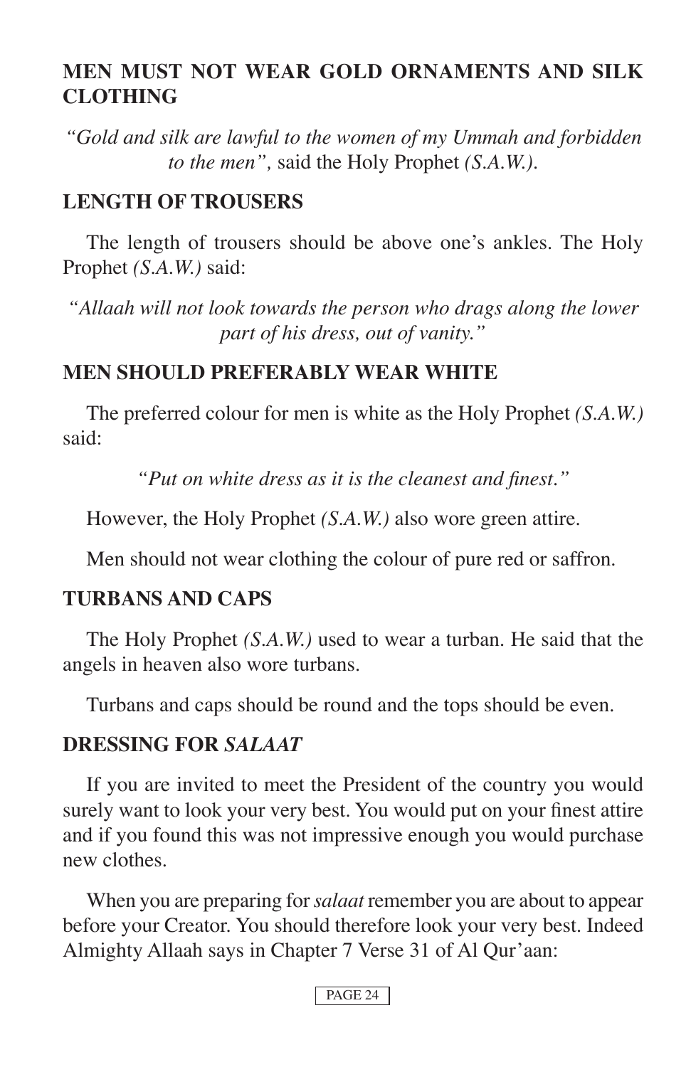## MEN MUST NOT WEAR GOLD ORNAMENTS AND SILK CLOTHING

*"Gold and silk are lawful to the women of my Ummah and forbidden to the men",* said the Holy Prophet *(S.A.W.)*.

## LENGTH OF TROUSERS

The length of trousers should be above one's ankles. The Holy Prophet *(S.A.W.)* said:

*"Allaah will not look towards the person who drags along the lower part of his dress, out of vanity."*

## MEN SHOULD PREFERABLY WEAR WHITE

The preferred colour for men is white as the Holy Prophet *(S.A.W.)* said:

*"Put on white dress as it is the cleanest and finest."*

However, the Holy Prophet *(S.A.W.)* also wore green attire.

Men should not wear clothing the colour of pure red or saffron.

## TURBANS AND CAPS

The Holy Prophet *(S.A.W.)* used to wear a turban. He said that the angels in heaven also wore turbans.

Turbans and caps should be round and the tops should be even.

## DRESSING FOR *SALAAT*

If you are invited to meet the President of the country you would surely want to look your very best. You would put on your finest attire and if you found this was not impressive enough you would purchase new clothes.

When you are preparing for *salaat* remember you are about to appear before your Creator. You should therefore look your very best. Indeed Almighty Allaah says in Chapter 7 Verse 31 of Al Qur'aan: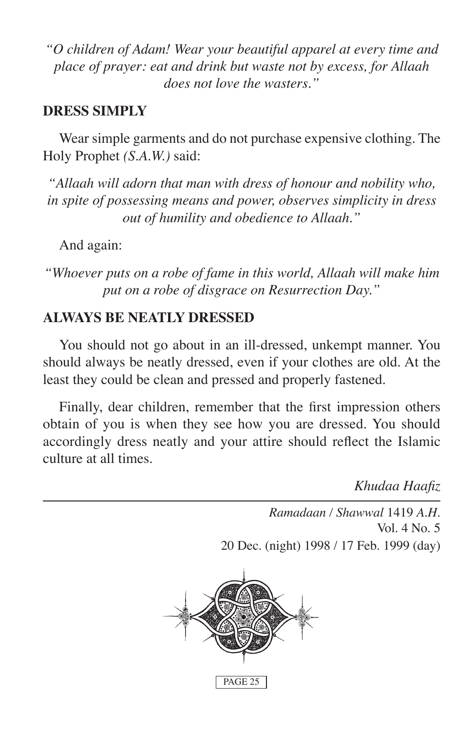*"O children of Adam! Wear your beautiful apparel at every time and place of prayer: eat and drink but waste not by excess, for Allaah does not love the wasters."*

**DRESS SIMPLY**

Wear simple garments and do not purchase expensive clothing. The Holy Prophet *(S.A.W.)* said:

*"Allaah will adorn that man with dress of honour and nobility who, in spite of possessing means and power, observes simplicity in dress out of humility and obedience to Allaah."*

And again:

*"Whoever puts on a robe of fame in this world, Allaah will make him put on a robe of disgrace on Resurrection Day."*

**ALWAYS BE NEATLY DRESSED**

You should not go about in an ill-dressed, unkempt manner. You should always be neatly dressed, even if your clothes are old. At the least they could be clean and pressed and properly fastened.

Finally, dear children, remember that the first impression others obtain of you is when they see how you are dressed. You should accordingly dress neatly and your attire should reflect the Islamic culture at all times.

*Khudaa Haafiz*

---

*Ramadaan / Shawwal* 1419 *A.H.*
Vol. 4 No. 5
20 Dec. (night) 1998 / 17 Feb. 1999 (day)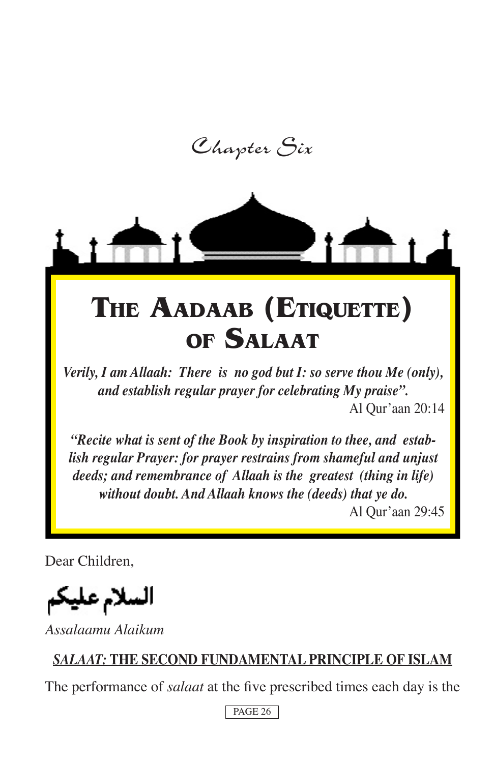*Chapter Six*

# The Aadaab (Etiquette) of Salaat

***Verily, I am Allaah: There is no god but I: so serve thou Me (only), and establish regular prayer for celebrating My praise".***

Al Qur'aan 20:14

***"Recite what is sent of the Book by inspiration to thee, and establish regular Prayer: for prayer restrains from shameful and unjust deeds; and remembrance of Allaah is the greatest (thing in life) without doubt. And Allaah knows the (deeds) that ye do.***

Al Qur'aan 29:45

Dear Children,

السلام عليكم

*Assalaamu Alaikum*

## *SALAAT:* THE SECOND FUNDAMENTAL PRINCIPLE OF ISLAM

The performance of *salaat* at the five prescribed times each day is the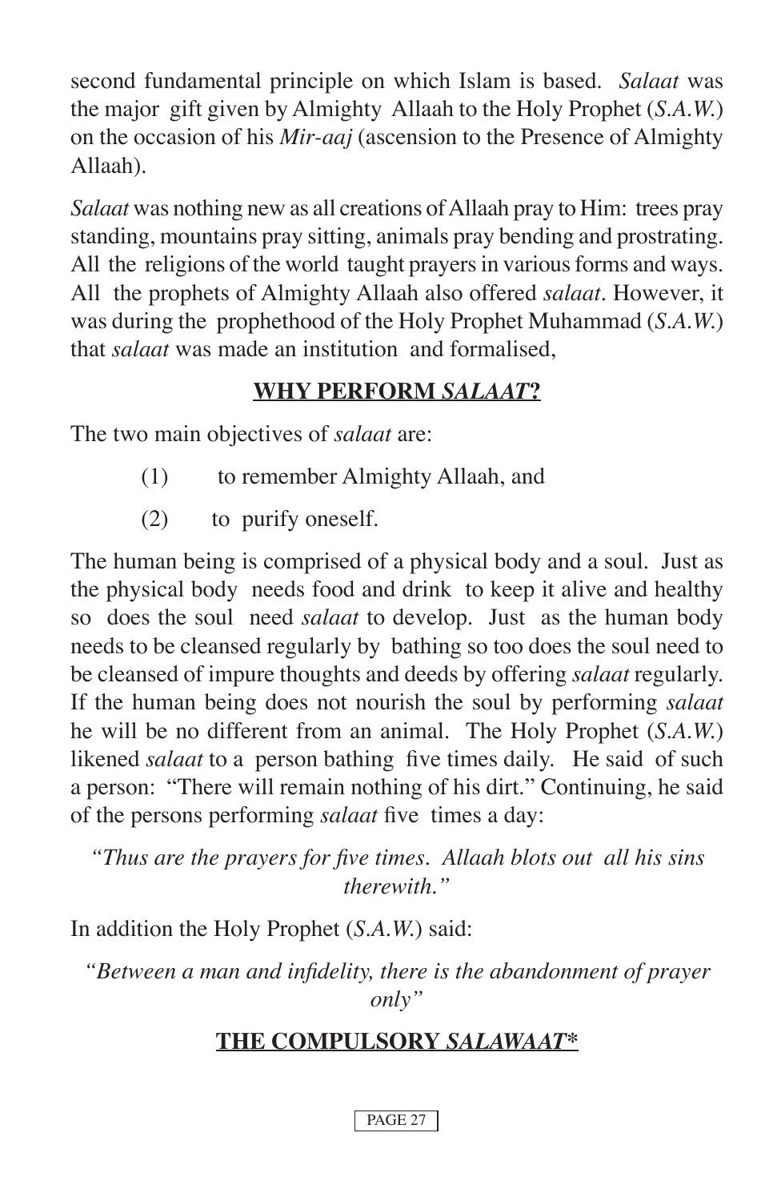second fundamental principle on which Islam is based. *Salaat* was the major gift given by Almighty Allaah to the Holy Prophet (*S.A.W.*) on the occasion of his *Mir-aaj* (ascension to the Presence of Almighty Allaah).

*Salaat* was nothing new as all creations of Allaah pray to Him: trees pray standing, mountains pray sitting, animals pray bending and prostrating. All the religions of the world taught prayers in various forms and ways. All the prophets of Almighty Allaah also offered *salaat*. However, it was during the prophethood of the Holy Prophet Muhammad (*S.A.W.*) that *salaat* was made an institution and formalised,

## WHY PERFORM *SALAAT*?

The two main objectives of *salaat* are:

(1) to remember Almighty Allaah, and

(2) to purify oneself.

The human being is comprised of a physical body and a soul. Just as the physical body needs food and drink to keep it alive and healthy so does the soul need *salaat* to develop. Just as the human body needs to be cleansed regularly by bathing so too does the soul need to be cleansed of impure thoughts and deeds by offering *salaat* regularly. If the human being does not nourish the soul by performing *salaat* he will be no different from an animal. The Holy Prophet (*S.A.W.*) likened *salaat* to a person bathing five times daily. He said of such a person: "There will remain nothing of his dirt." Continuing, he said of the persons performing *salaat* five times a day:

*"Thus are the prayers for five times. Allaah blots out all his sins therewith."*

In addition the Holy Prophet (*S.A.W.*) said:

*"Between a man and infidelity, there is the abandonment of prayer only"*

## THE COMPULSORY *SALAWAAT*\*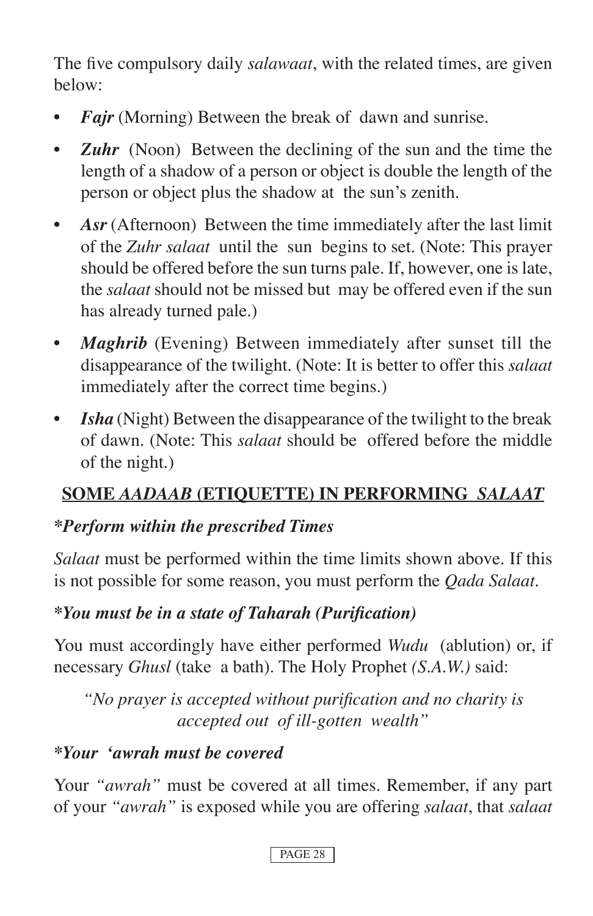The five compulsory daily *salawaat*, with the related times, are given below:

- ***Fajr*** (Morning) Between the break of dawn and sunrise.
- ***Zuhr*** (Noon) Between the declining of the sun and the time the length of a shadow of a person or object is double the length of the person or object plus the shadow at the sun's zenith.
- ***Asr*** (Afternoon) Between the time immediately after the last limit of the *Zuhr salaat* until the sun begins to set. (Note: This prayer should be offered before the sun turns pale. If, however, one is late, the *salaat* should not be missed but may be offered even if the sun has already turned pale.)
- ***Maghrib*** (Evening) Between immediately after sunset till the disappearance of the twilight. (Note: It is better to offer this *salaat* immediately after the correct time begins.)
- ***Isha*** (Night) Between the disappearance of the twilight to the break of dawn. (Note: This *salaat* should be offered before the middle of the night.)

## SOME *AADAAB* (ETIQUETTE) IN PERFORMING *SALAAT*

***Perform within the prescribed Times***

*Salaat* must be performed within the time limits shown above. If this is not possible for some reason, you must perform the *Qada Salaat*.

***You must be in a state of Taharah (Purification)***

You must accordingly have either performed *Wudu* (ablution) or, if necessary *Ghusl* (take a bath). The Holy Prophet *(S.A.W.)* said:

*"No prayer is accepted without purification and no charity is accepted out of ill-gotten wealth"*

***Your 'awrah must be covered***

Your *"awrah"* must be covered at all times. Remember, if any part of your *"awrah"* is exposed while you are offering *salaat*, that *salaat*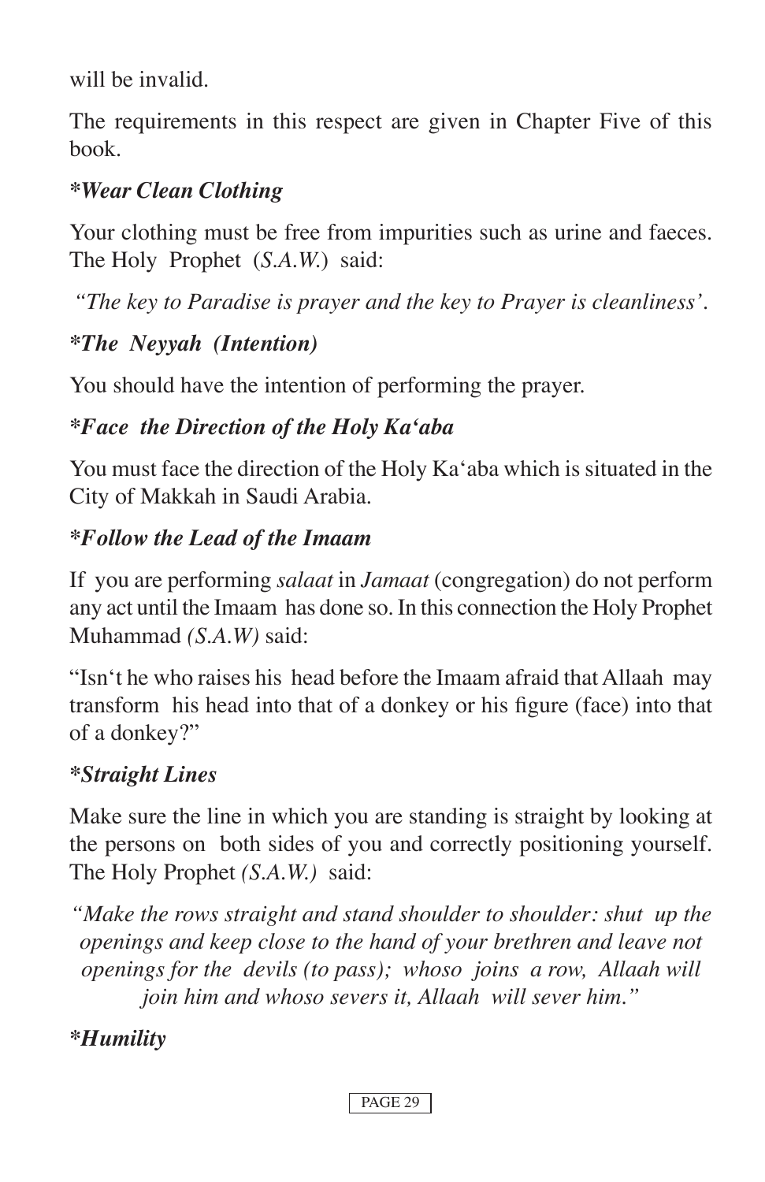will be invalid.

The requirements in this respect are given in Chapter Five of this book.

### *Wear Clean Clothing

Your clothing must be free from impurities such as urine and faeces. The Holy Prophet (*S.A.W.*) said:

*"The key to Paradise is prayer and the key to Prayer is cleanliness'*.

### *The Neyyah (Intention)

You should have the intention of performing the prayer.

### *Face the Direction of the Holy Ka'aba

You must face the direction of the Holy Ka'aba which is situated in the City of Makkah in Saudi Arabia.

### *Follow the Lead of the Imaam

If you are performing *salaat* in *Jamaat* (congregation) do not perform any act until the Imaam has done so. In this connection the Holy Prophet Muhammad *(S.A.W)* said:

"Isn't he who raises his head before the Imaam afraid that Allaah may transform his head into that of a donkey or his figure (face) into that of a donkey?"

### *Straight Lines

Make sure the line in which you are standing is straight by looking at the persons on both sides of you and correctly positioning yourself. The Holy Prophet *(S.A.W.)* said:

*"Make the rows straight and stand shoulder to shoulder: shut up the openings and keep close to the hand of your brethren and leave not openings for the devils (to pass); whoso joins a row, Allaah will join him and whoso severs it, Allaah will sever him."*

### *Humility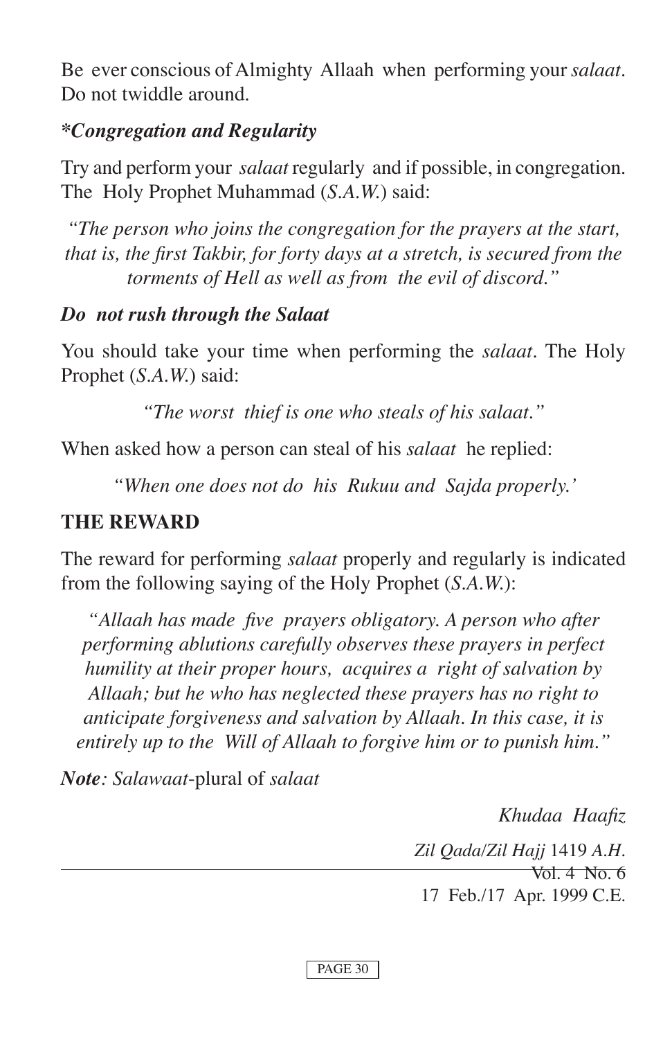Be ever conscious of Almighty Allaah when performing your *salaat*. Do not twiddle around.

### **Congregation and Regularity*

Try and perform your *salaat* regularly and if possible, in congregation. The Holy Prophet Muhammad (*S.A.W.*) said:

*"The person who joins the congregation for the prayers at the start, that is, the first Takbir, for forty days at a stretch, is secured from the torments of Hell as well as from the evil of discord."*

### *Do not rush through the Salaat*

You should take your time when performing the *salaat*. The Holy Prophet (*S.A.W.*) said:

*"The worst thief is one who steals of his salaat."*

When asked how a person can steal of his *salaat* he replied:

*"When one does not do his Rukuu and Sajda properly.'*

## THE REWARD

The reward for performing *salaat* properly and regularly is indicated from the following saying of the Holy Prophet (*S.A.W.*):

*"Allaah has made five prayers obligatory. A person who after performing ablutions carefully observes these prayers in perfect humility at their proper hours, acquires a right of salvation by Allaah; but he who has neglected these prayers has no right to anticipate forgiveness and salvation by Allaah. In this case, it is entirely up to the Will of Allaah to forgive him or to punish him."*

***Note**: Salawaat*-plural of *salaat*

*Khudaa Haafiz*

*Zil Qada/Zil Hajj* 1419 *A.H.*

Vol. 4 No. 6

17 Feb./17 Apr. 1999 C.E.